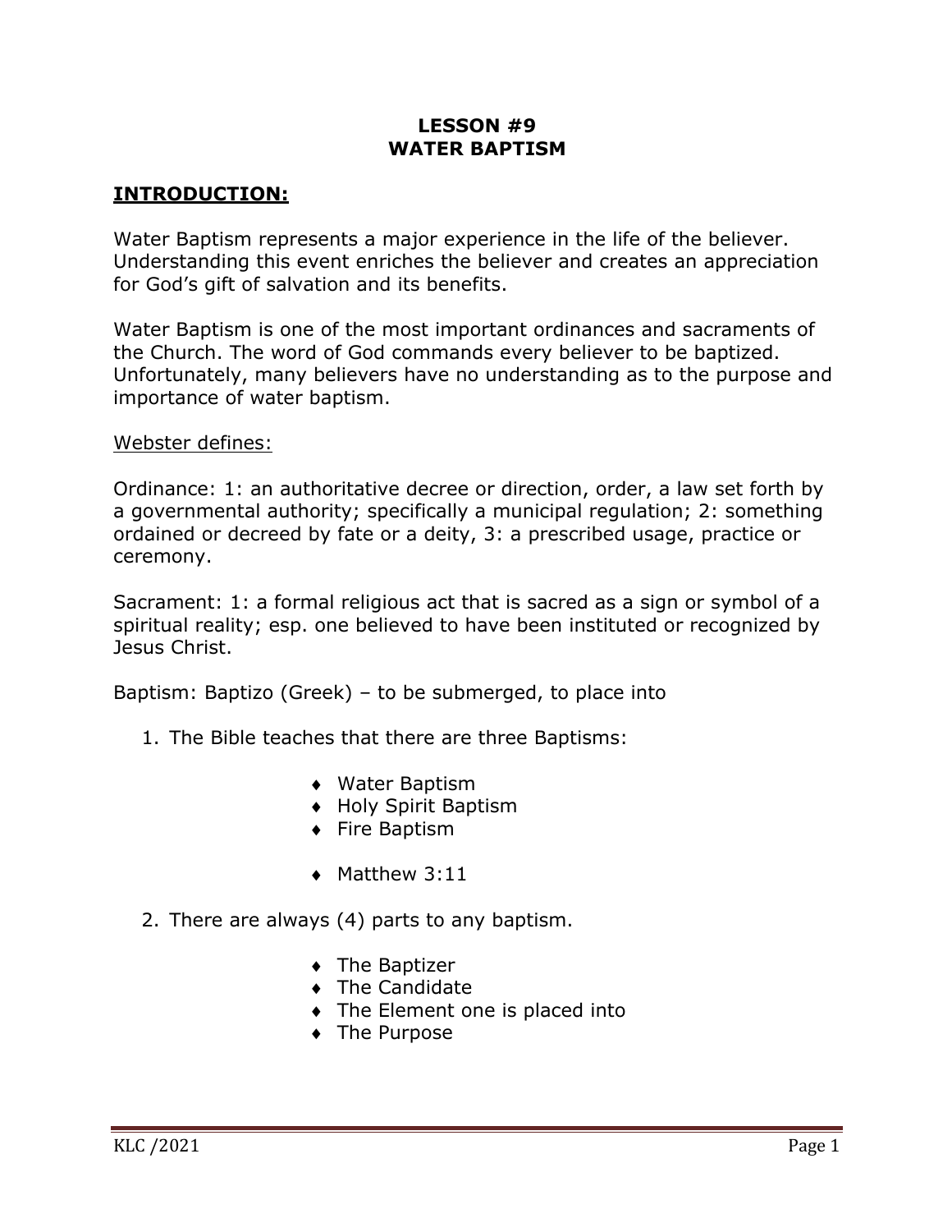# LESSON #9
# WATER BAPTISM

## INTRODUCTION:

Water Baptism represents a major experience in the life of the believer. Understanding this event enriches the believer and creates an appreciation for God's gift of salvation and its benefits.

Water Baptism is one of the most important ordinances and sacraments of the Church. The word of God commands every believer to be baptized. Unfortunately, many believers have no understanding as to the purpose and importance of water baptism.

Webster defines:

Ordinance: 1: an authoritative decree or direction, order, a law set forth by a governmental authority; specifically a municipal regulation; 2: something ordained or decreed by fate or a deity, 3: a prescribed usage, practice or ceremony.

Sacrament: 1: a formal religious act that is sacred as a sign or symbol of a spiritual reality; esp. one believed to have been instituted or recognized by Jesus Christ.

Baptism: Baptizo (Greek) – to be submerged, to place into

1. The Bible teaches that there are three Baptisms:

   - Water Baptism
   - Holy Spirit Baptism
   - Fire Baptism

   - Matthew 3:11

2. There are always (4) parts to any baptism.

   - The Baptizer
   - The Candidate
   - The Element one is placed into
   - The Purpose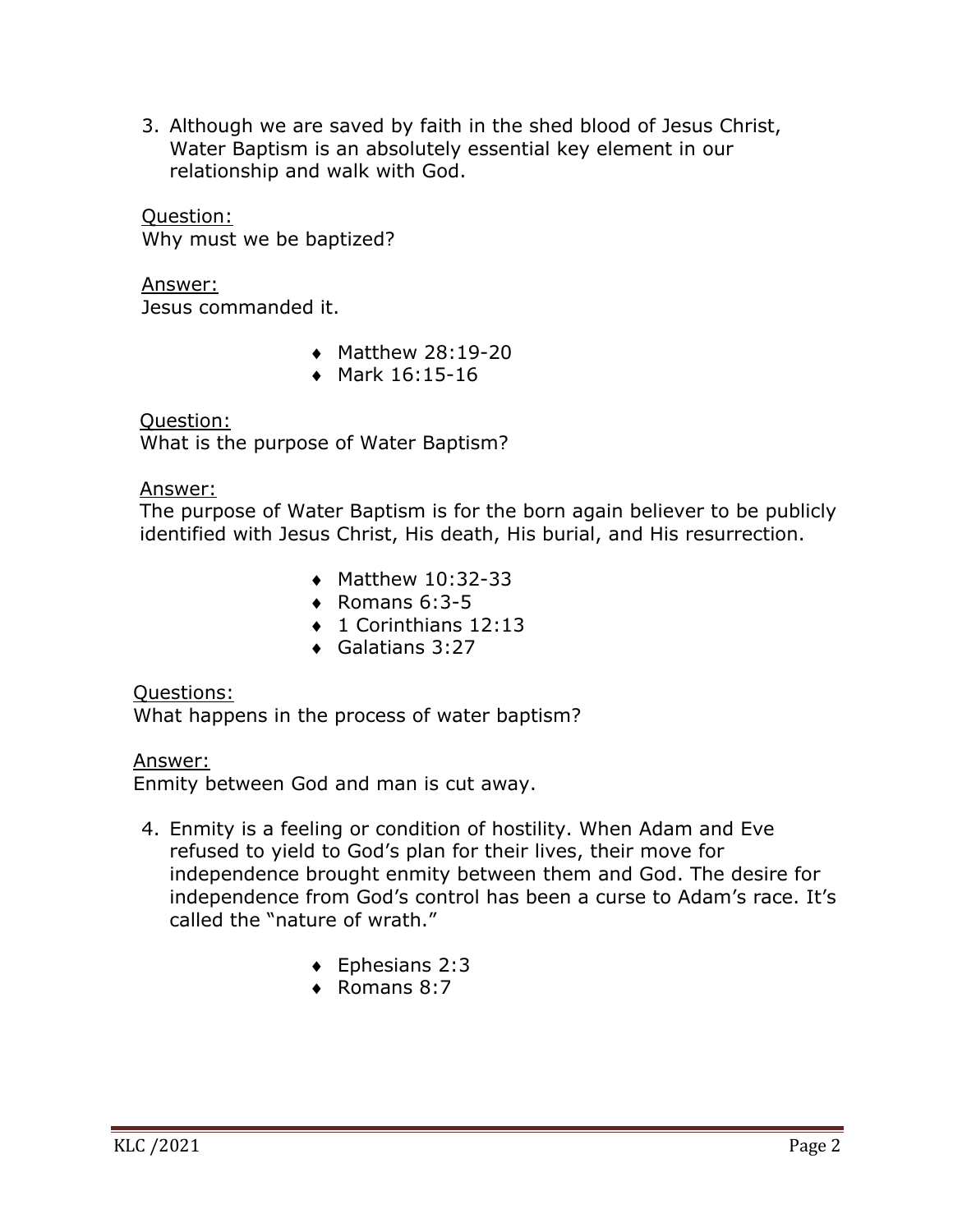3. Although we are saved by faith in the shed blood of Jesus Christ, Water Baptism is an absolutely essential key element in our relationship and walk with God.

<u>Question:</u>
Why must we be baptized?

<u>Answer:</u>
Jesus commanded it.

- Matthew 28:19-20
- Mark 16:15-16

<u>Question:</u>
What is the purpose of Water Baptism?

<u>Answer:</u>
The purpose of Water Baptism is for the born again believer to be publicly identified with Jesus Christ, His death, His burial, and His resurrection.

- Matthew 10:32-33
- Romans 6:3-5
- 1 Corinthians 12:13
- Galatians 3:27

<u>Questions:</u>
What happens in the process of water baptism?

<u>Answer:</u>
Enmity between God and man is cut away.

4. Enmity is a feeling or condition of hostility. When Adam and Eve refused to yield to God's plan for their lives, their move for independence brought enmity between them and God. The desire for independence from God's control has been a curse to Adam's race. It's called the "nature of wrath."

- Ephesians 2:3
- Romans 8:7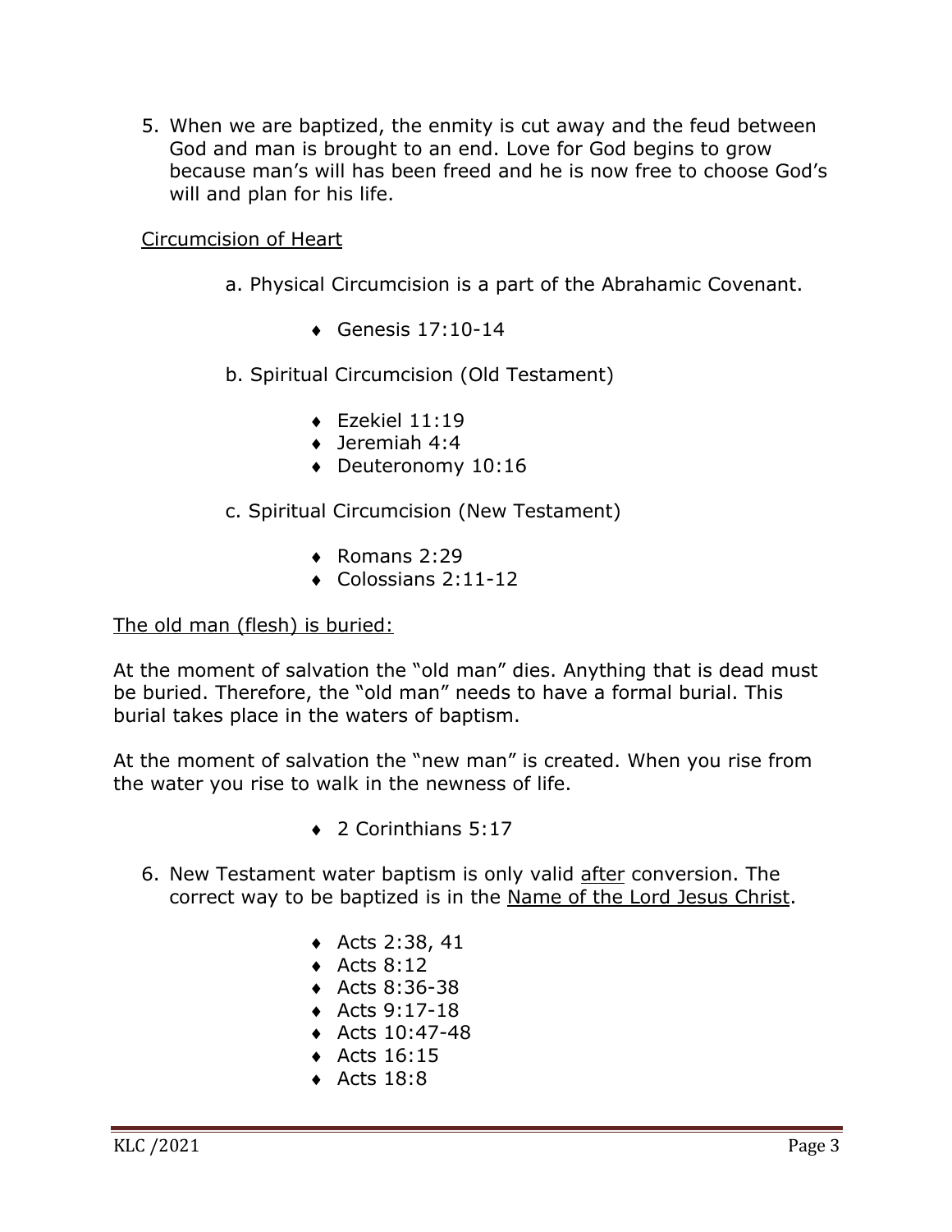5. When we are baptized, the enmity is cut away and the feud between God and man is brought to an end. Love for God begins to grow because man's will has been freed and he is now free to choose God's will and plan for his life.

<u>Circumcision of Heart</u>

a. Physical Circumcision is a part of the Abrahamic Covenant.

- Genesis 17:10-14

b. Spiritual Circumcision (Old Testament)

- Ezekiel 11:19
- Jeremiah 4:4
- Deuteronomy 10:16

c. Spiritual Circumcision (New Testament)

- Romans 2:29
- Colossians 2:11-12

<u>The old man (flesh) is buried:</u>

At the moment of salvation the "old man" dies. Anything that is dead must be buried. Therefore, the "old man" needs to have a formal burial. This burial takes place in the waters of baptism.

At the moment of salvation the "new man" is created. When you rise from the water you rise to walk in the newness of life.

- 2 Corinthians 5:17

6. New Testament water baptism is only valid <u>after</u> conversion. The correct way to be baptized is in the <u>Name of the Lord Jesus Christ</u>.

- Acts 2:38, 41
- Acts 8:12
- Acts 8:36-38
- Acts 9:17-18
- Acts 10:47-48
- Acts 16:15
- Acts 18:8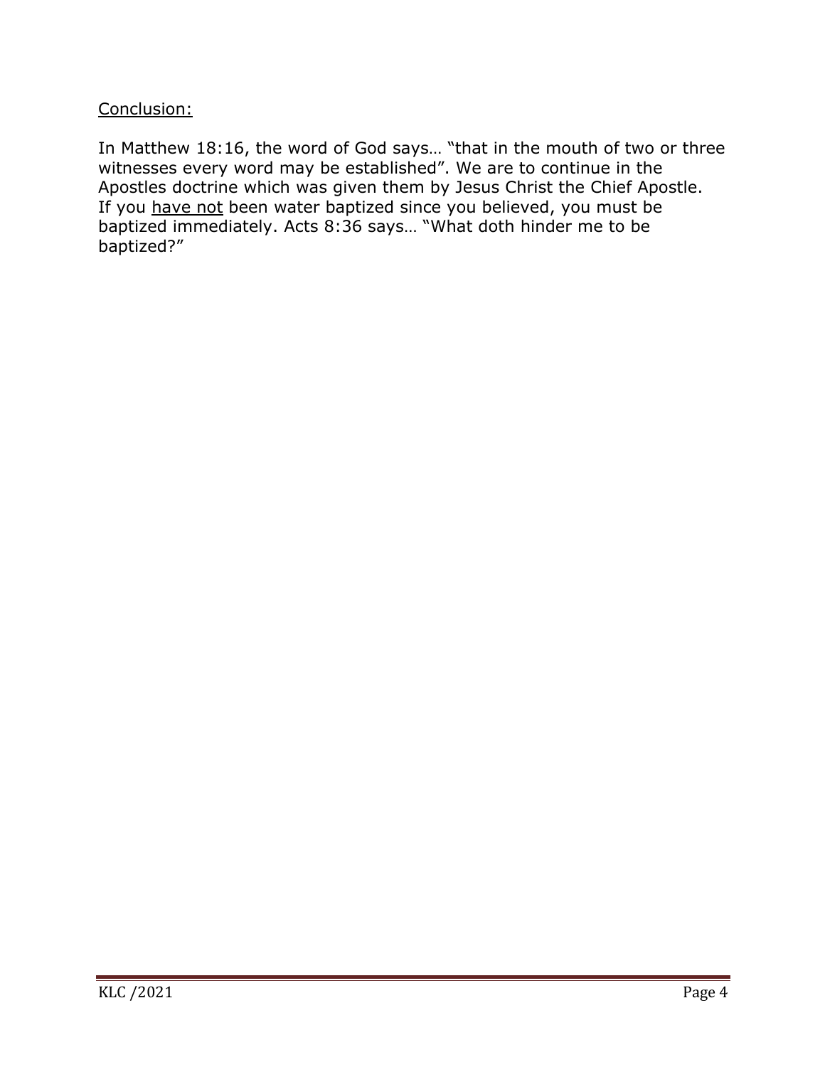<u>Conclusion:</u>

In Matthew 18:16, the word of God says… "that in the mouth of two or three witnesses every word may be established". We are to continue in the Apostles doctrine which was given them by Jesus Christ the Chief Apostle. If you <u>have not</u> been water baptized since you believed, you must be baptized immediately. Acts 8:36 says… "What doth hinder me to be baptized?"